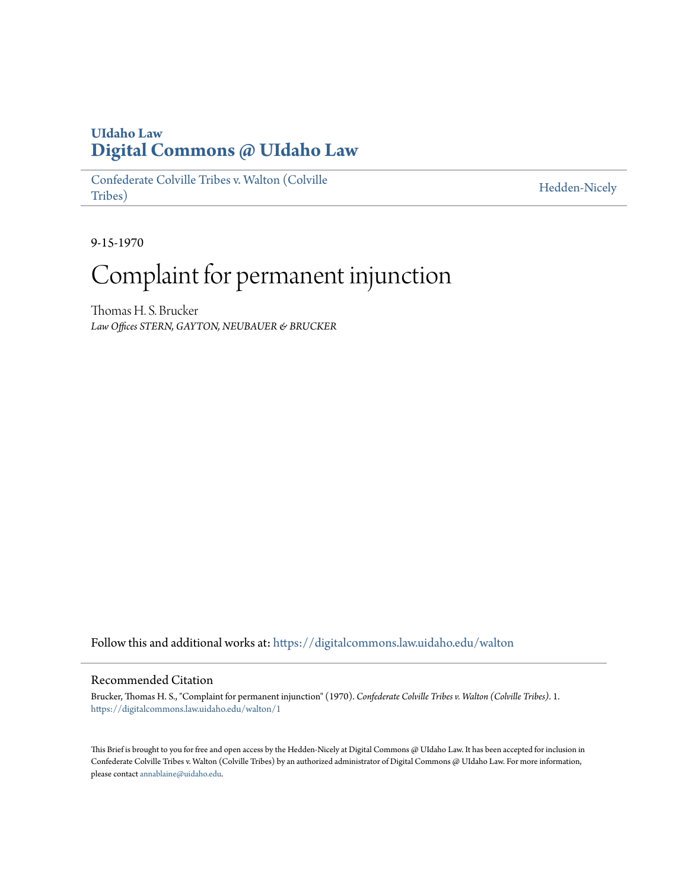# UIdaho Law
# Digital Commons @ UIdaho Law

Confederate Colville Tribes v. Walton (Colville Tribes) | Hedden-Nicely

9-15-1970

# Complaint for permanent injunction

Thomas H. S. Brucker

*Law Offices STERN, GAYTON, NEUBAUER & BRUCKER*

Follow this and additional works at: https://digitalcommons.law.uidaho.edu/walton

## Recommended Citation

Brucker, Thomas H. S., "Complaint for permanent injunction" (1970). *Confederate Colville Tribes v. Walton (Colville Tribes)*. 1.
https://digitalcommons.law.uidaho.edu/walton/1

This Brief is brought to you for free and open access by the Hedden-Nicely at Digital Commons @ UIdaho Law. It has been accepted for inclusion in Confederate Colville Tribes v. Walton (Colville Tribes) by an authorized administrator of Digital Commons @ UIdaho Law. For more information, please contact annablaine@uidaho.edu.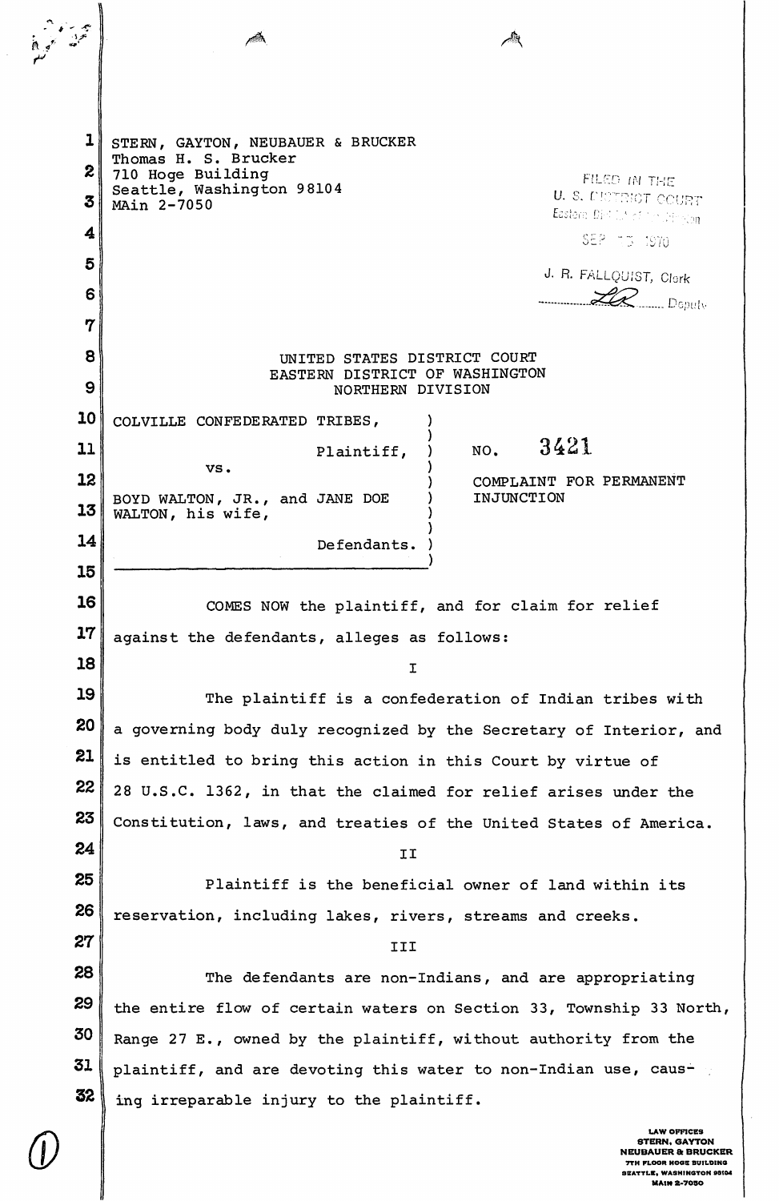STERN, GAYTON, NEUBAUER & BRUCKER
Thomas H. S. Brucker
710 Hoge Building
Seattle, Washington 98104
MAin 2-7050

FILED IN THE
U. S. DISTRICT COURT
Eastern District of Washington
SEP 15 1970
J. R. FALLQUIST, Clerk
________ Deputy

UNITED STATES DISTRICT COURT
EASTERN DISTRICT OF WASHINGTON
NORTHERN DIVISION

COLVILLE CONFEDERATED TRIBES,

Plaintiff,

vs.

BOYD WALTON, JR., and JANE DOE WALTON, his wife,

Defendants.

NO. 3421

COMPLAINT FOR PERMANENT INJUNCTION

COMES NOW the plaintiff, and for claim for relief against the defendants, alleges as follows:

I

The plaintiff is a confederation of Indian tribes with a governing body duly recognized by the Secretary of Interior, and is entitled to bring this action in this Court by virtue of 28 U.S.C. 1362, in that the claimed for relief arises under the Constitution, laws, and treaties of the United States of America.

II

Plaintiff is the beneficial owner of land within its reservation, including lakes, rivers, streams and creeks.

III

The defendants are non-Indians, and are appropriating the entire flow of certain waters on Section 33, Township 33 North, Range 27 E., owned by the plaintiff, without authority from the plaintiff, and are devoting this water to non-Indian use, causing irreparable injury to the plaintiff.

LAW OFFICES
STERN, GAYTON
NEUBAUER & BRUCKER
7TH FLOOR HOGE BUILDING
SEATTLE, WASHINGTON 98104
MAIN 2-7050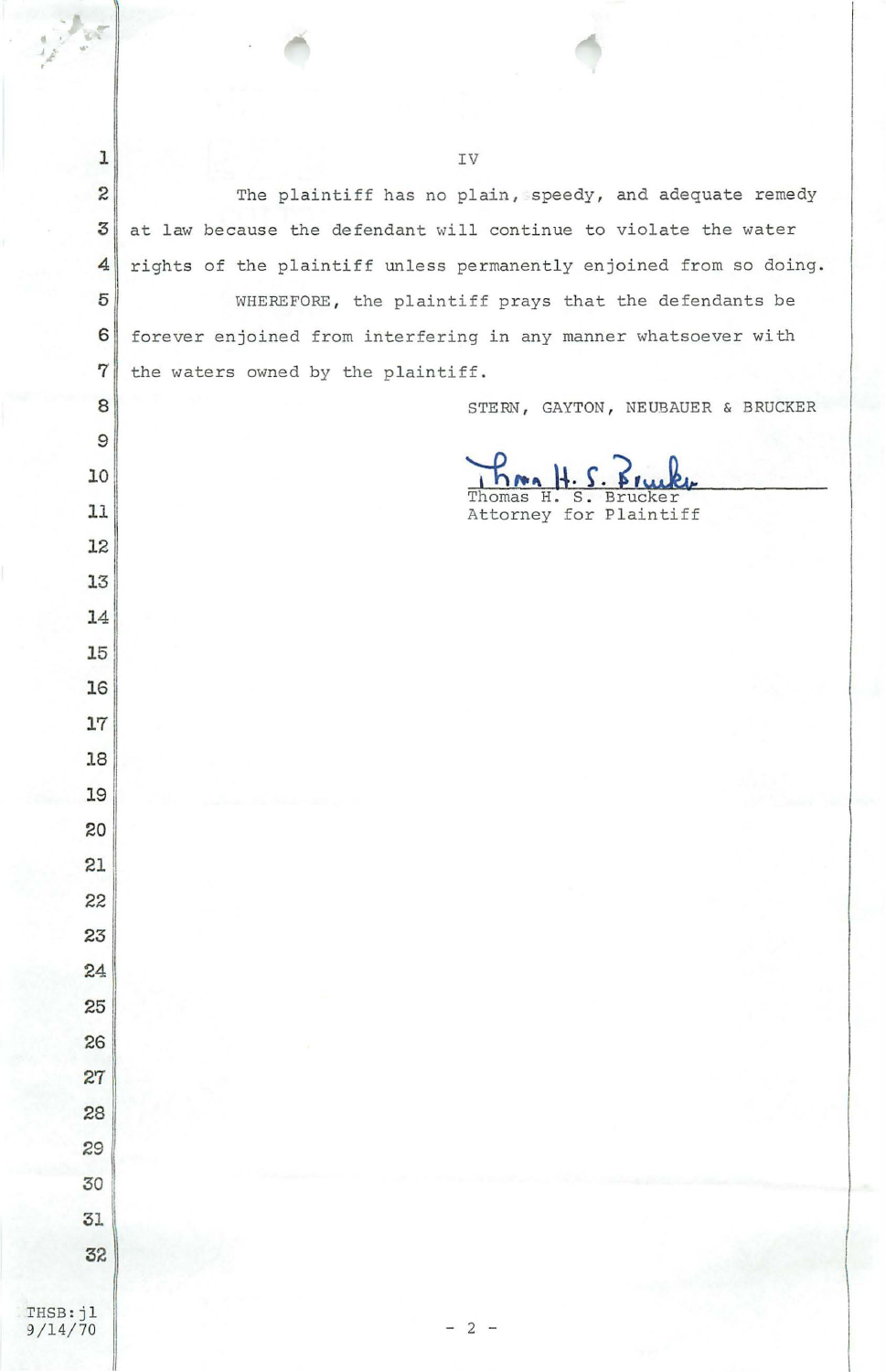IV

The plaintiff has no plain, speedy, and adequate remedy at law because the defendant will continue to violate the water rights of the plaintiff unless permanently enjoined from so doing.

WHEREFORE, the plaintiff prays that the defendants be forever enjoined from interfering in any manner whatsoever with the waters owned by the plaintiff.

STERN, GAYTON, NEUBAUER & BRUCKER

Thomas H. S. Brucker
Attorney for Plaintiff

THSB:jl
9/14/70